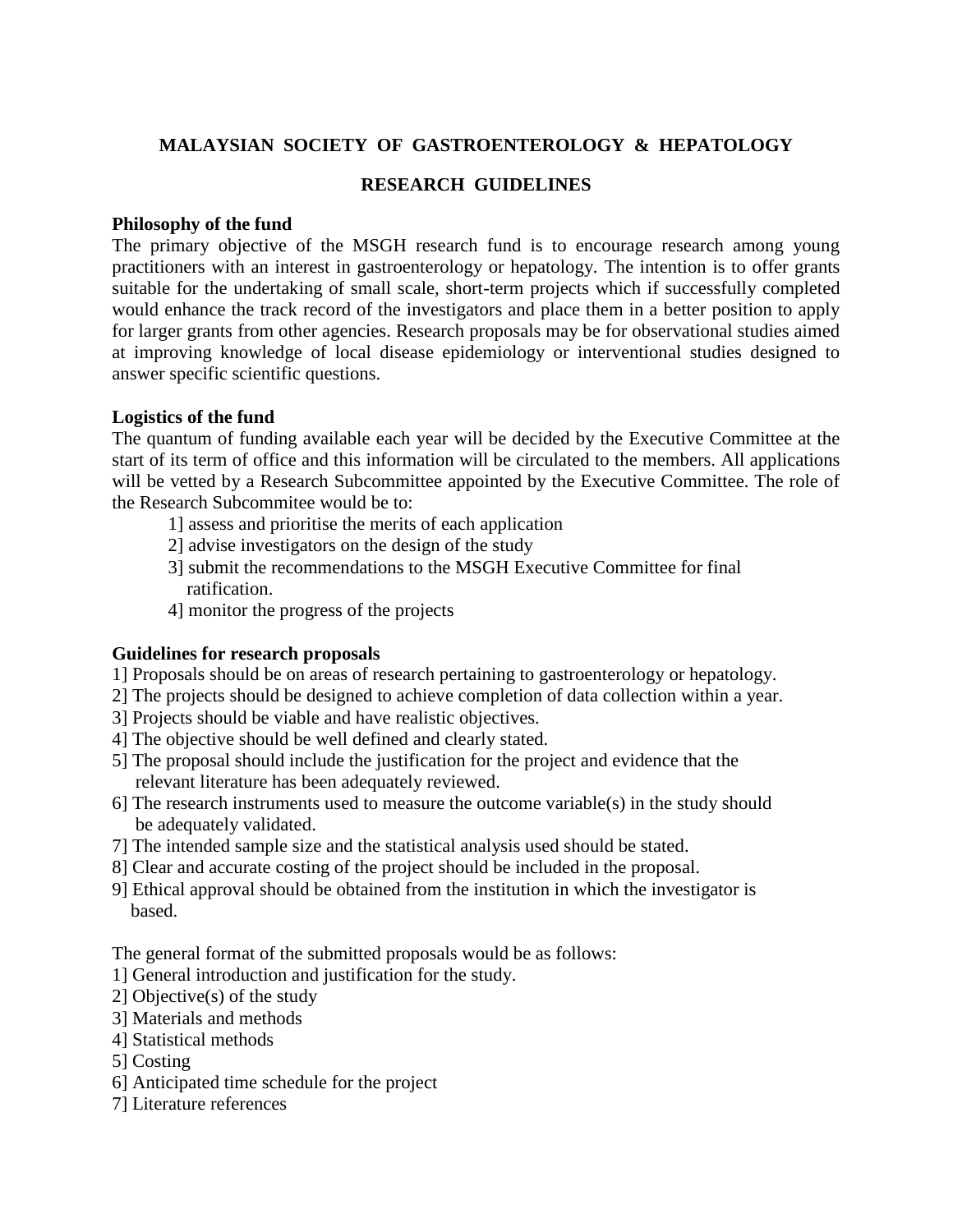# MALAYSIAN SOCIETY OF GASTROENTEROLOGY & HEPATOLOGY

## RESEARCH GUIDELINES

**Philosophy of the fund**

The primary objective of the MSGH research fund is to encourage research among young practitioners with an interest in gastroenterology or hepatology. The intention is to offer grants suitable for the undertaking of small scale, short-term projects which if successfully completed would enhance the track record of the investigators and place them in a better position to apply for larger grants from other agencies. Research proposals may be for observational studies aimed at improving knowledge of local disease epidemiology or interventional studies designed to answer specific scientific questions.

**Logistics of the fund**

The quantum of funding available each year will be decided by the Executive Committee at the start of its term of office and this information will be circulated to the members. All applications will be vetted by a Research Subcommittee appointed by the Executive Committee. The role of the Research Subcommitee would be to:

1] assess and prioritise the merits of each application
2] advise investigators on the design of the study
3] submit the recommendations to the MSGH Executive Committee for final ratification.
4] monitor the progress of the projects

**Guidelines for research proposals**

1] Proposals should be on areas of research pertaining to gastroenterology or hepatology.
2] The projects should be designed to achieve completion of data collection within a year.
3] Projects should be viable and have realistic objectives.
4] The objective should be well defined and clearly stated.
5] The proposal should include the justification for the project and evidence that the relevant literature has been adequately reviewed.
6] The research instruments used to measure the outcome variable(s) in the study should be adequately validated.
7] The intended sample size and the statistical analysis used should be stated.
8] Clear and accurate costing of the project should be included in the proposal.
9] Ethical approval should be obtained from the institution in which the investigator is based.

The general format of the submitted proposals would be as follows:

1] General introduction and justification for the study.
2] Objective(s) of the study
3] Materials and methods
4] Statistical methods
5] Costing
6] Anticipated time schedule for the project
7] Literature references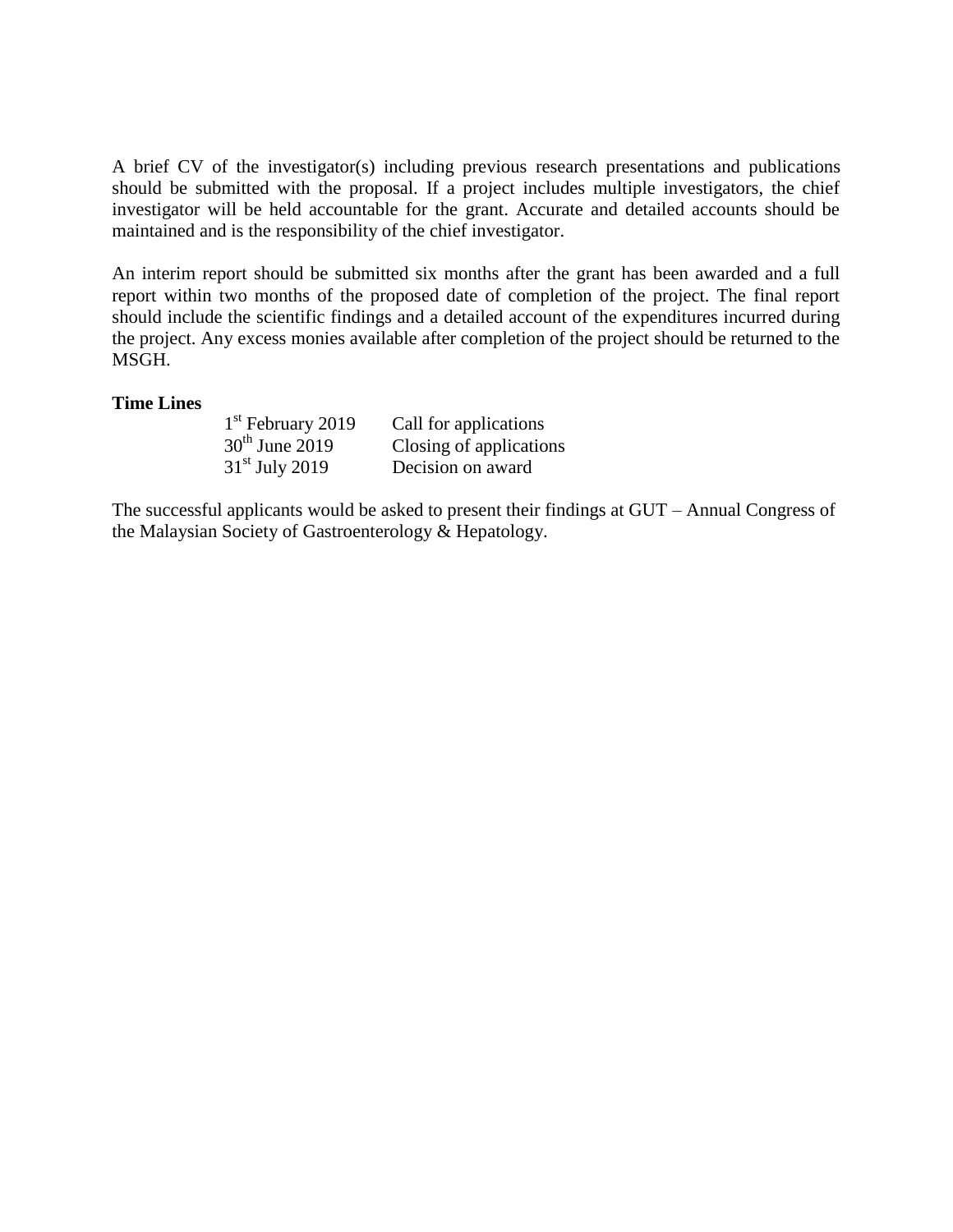A brief CV of the investigator(s) including previous research presentations and publications should be submitted with the proposal. If a project includes multiple investigators, the chief investigator will be held accountable for the grant. Accurate and detailed accounts should be maintained and is the responsibility of the chief investigator.

An interim report should be submitted six months after the grant has been awarded and a full report within two months of the proposed date of completion of the project. The final report should include the scientific findings and a detailed account of the expenditures incurred during the project. Any excess monies available after completion of the project should be returned to the MSGH.

**Time Lines**

| | |
|---|---|
| 1st February 2019 | Call for applications |
| 30th June 2019 | Closing of applications |
| 31st July 2019 | Decision on award |

The successful applicants would be asked to present their findings at GUT – Annual Congress of the Malaysian Society of Gastroenterology & Hepatology.